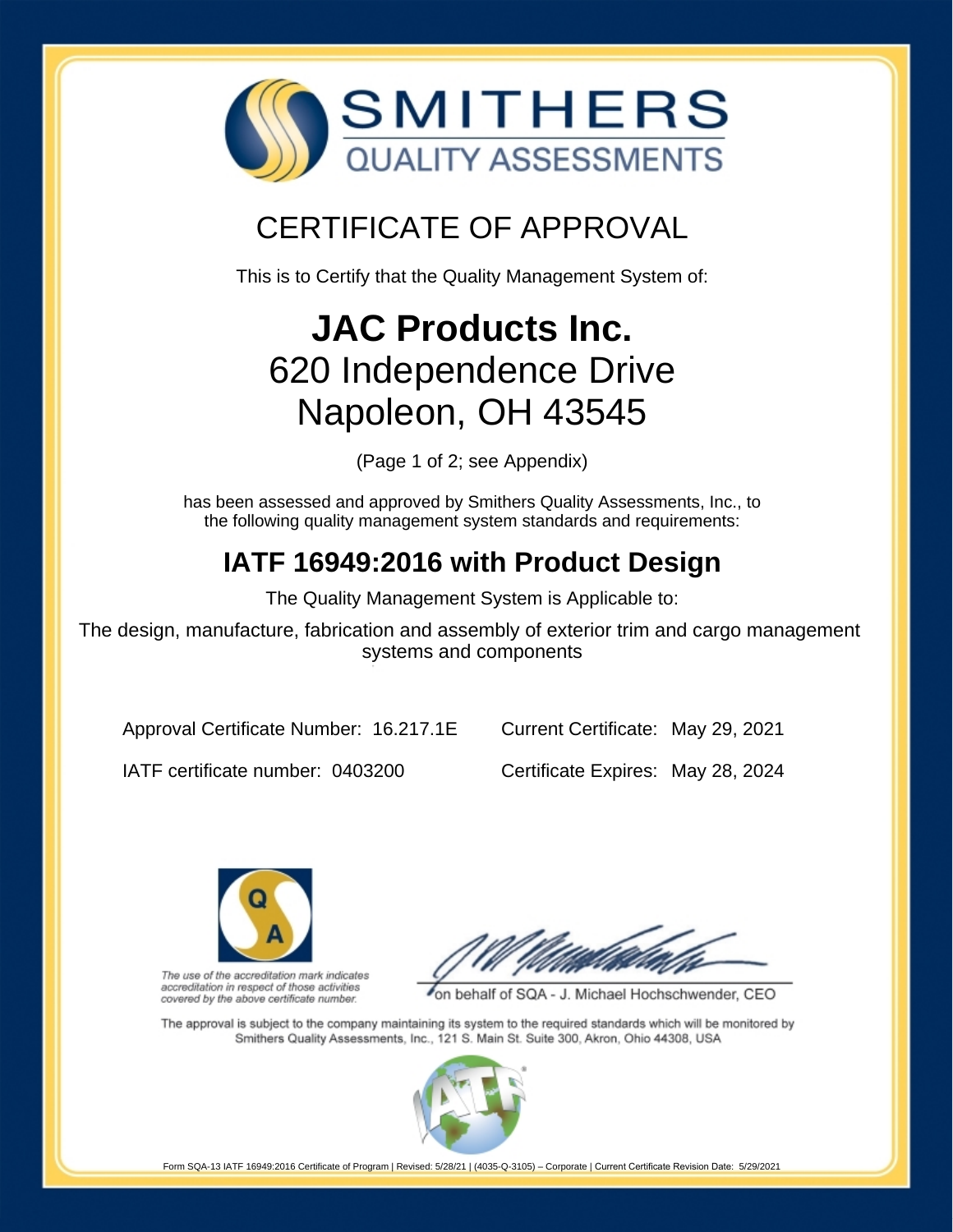SMITHERS
QUALITY ASSESSMENTS

# CERTIFICATE OF APPROVAL

This is to Certify that the Quality Management System of:

## JAC Products Inc.
620 Independence Drive
Napoleon, OH 43545

(Page 1 of 2; see Appendix)

has been assessed and approved by Smithers Quality Assessments, Inc., to the following quality management system standards and requirements:

## IATF 16949:2016 with Product Design

The Quality Management System is Applicable to:

The design, manufacture, fabrication and assembly of exterior trim and cargo management systems and components

Approval Certificate Number: 16.217.1E

Current Certificate: May 29, 2021

IATF certificate number: 0403200

Certificate Expires: May 28, 2024

*The use of the accreditation mark indicates accreditation in respect of those activities covered by the above certificate number.*

on behalf of SQA - J. Michael Hochschwender, CEO

The approval is subject to the company maintaining its system to the required standards which will be monitored by Smithers Quality Assessments, Inc., 121 S. Main St. Suite 300, Akron, Ohio 44308, USA

Form SQA-13 IATF 16949:2016 Certificate of Program | Revised: 5/28/21 | (4035-Q-3105) – Corporate | Current Certificate Revision Date: 5/29/2021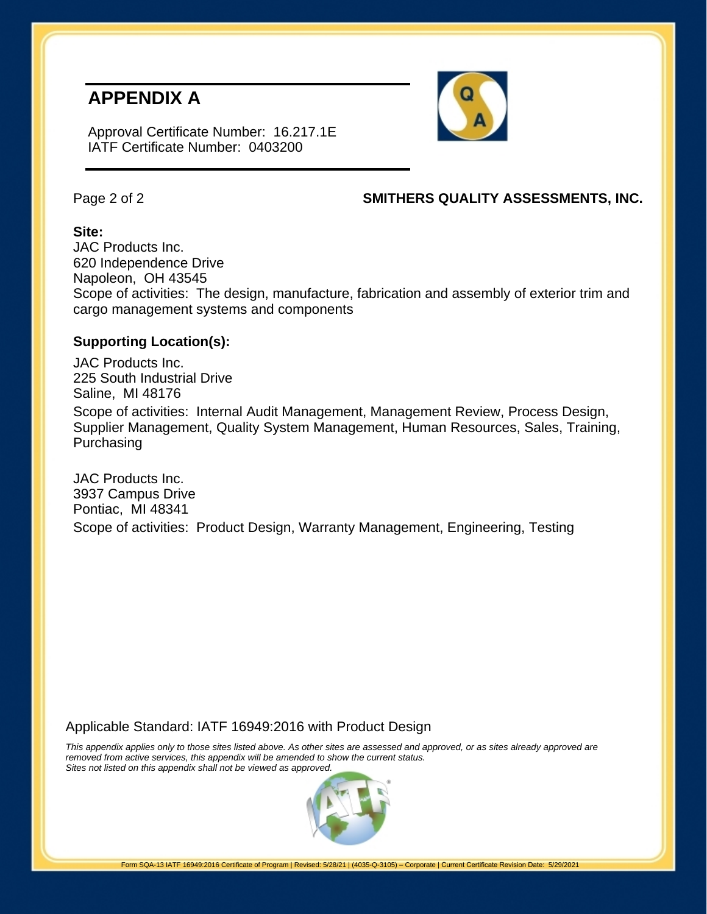# APPENDIX A

Approval Certificate Number: 16.217.1E
IATF Certificate Number: 0403200

**SMITHERS QUALITY ASSESSMENTS, INC.**

**Site:**
JAC Products Inc.
620 Independence Drive
Napoleon, OH 43545
Scope of activities: The design, manufacture, fabrication and assembly of exterior trim and cargo management systems and components

**Supporting Location(s):**

JAC Products Inc.
225 South Industrial Drive
Saline, MI 48176
Scope of activities: Internal Audit Management, Management Review, Process Design, Supplier Management, Quality System Management, Human Resources, Sales, Training, Purchasing

JAC Products Inc.
3937 Campus Drive
Pontiac, MI 48341
Scope of activities: Product Design, Warranty Management, Engineering, Testing

Applicable Standard: IATF 16949:2016 with Product Design

*This appendix applies only to those sites listed above. As other sites are assessed and approved, or as sites already approved are removed from active services, this appendix will be amended to show the current status. Sites not listed on this appendix shall not be viewed as approved.*

Form SQA-13 IATF 16949:2016 Certificate of Program | Revised: 5/28/21 | (4035-Q-3105) – Corporate | Current Certificate Revision Date: 5/29/2021